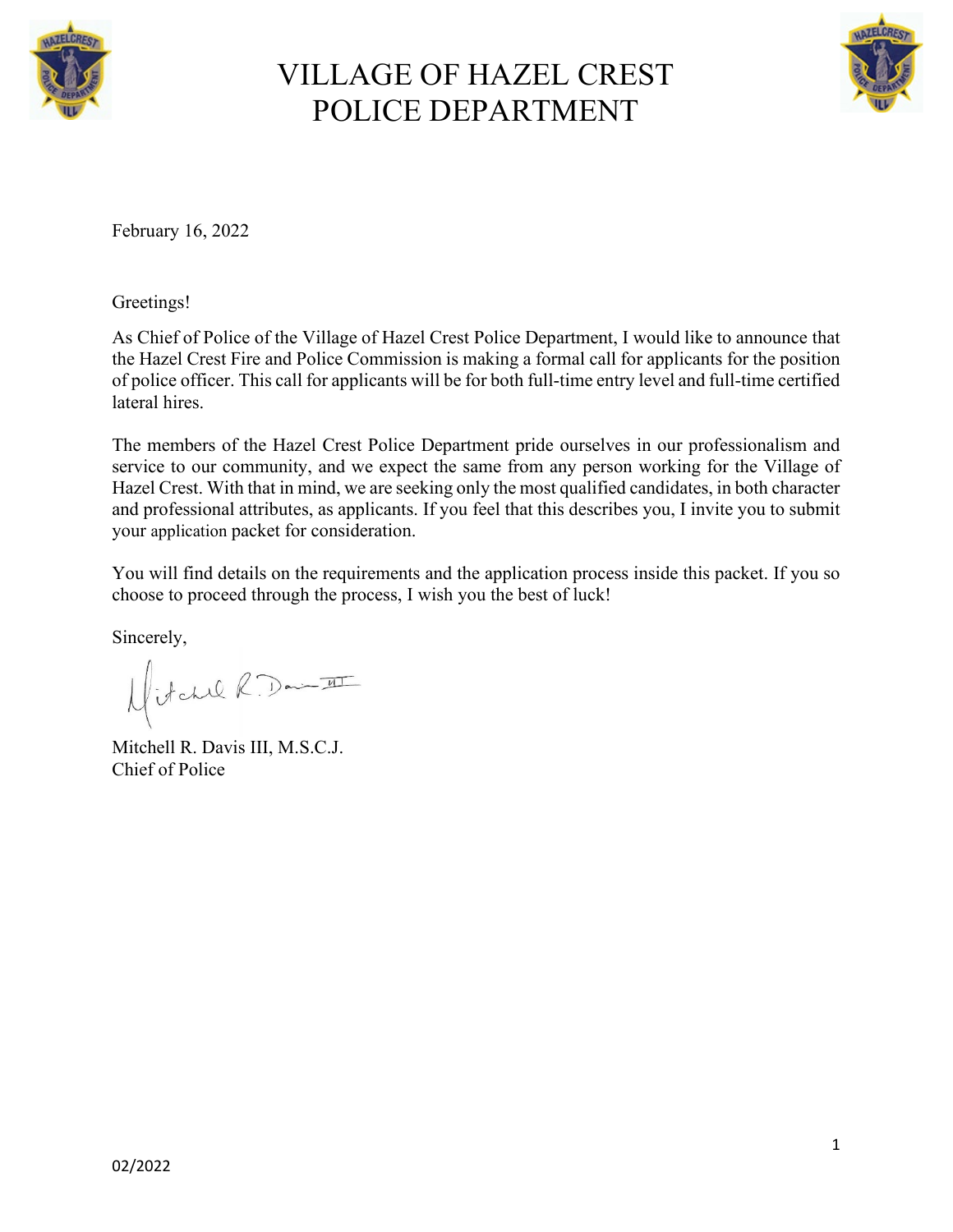# VILLAGE OF HAZEL CREST
# POLICE DEPARTMENT

February 16, 2022

Greetings!

As Chief of Police of the Village of Hazel Crest Police Department, I would like to announce that the Hazel Crest Fire and Police Commission is making a formal call for applicants for the position of police officer. This call for applicants will be for both full-time entry level and full-time certified lateral hires.

The members of the Hazel Crest Police Department pride ourselves in our professionalism and service to our community, and we expect the same from any person working for the Village of Hazel Crest. With that in mind, we are seeking only the most qualified candidates, in both character and professional attributes, as applicants. If you feel that this describes you, I invite you to submit your application packet for consideration.

You will find details on the requirements and the application process inside this packet. If you so choose to proceed through the process, I wish you the best of luck!

Sincerely,

Mitchell R. Davis III, M.S.C.J.
Chief of Police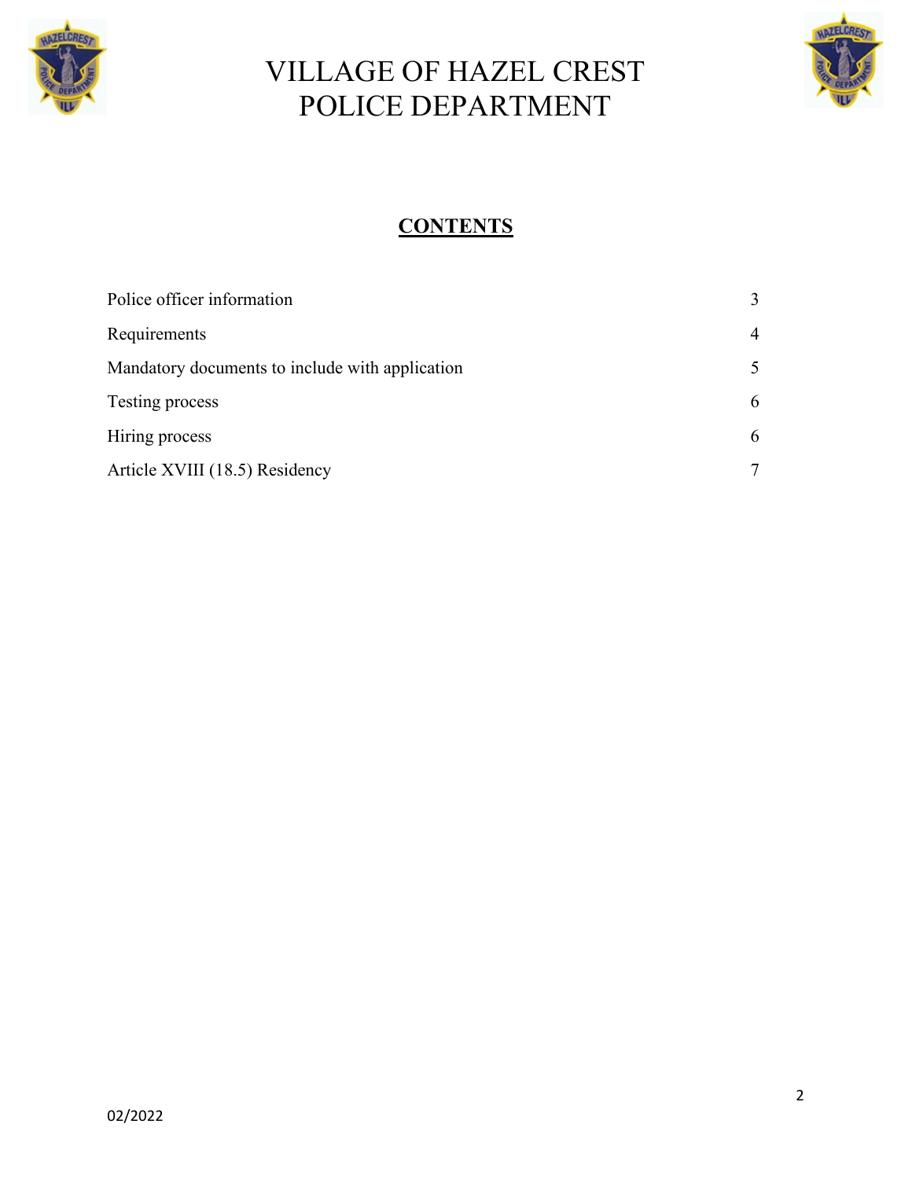# VILLAGE OF HAZEL CREST POLICE DEPARTMENT

## CONTENTS

| | |
|---|---|
| Police officer information | 3 |
| Requirements | 4 |
| Mandatory documents to include with application | 5 |
| Testing process | 6 |
| Hiring process | 6 |
| Article XVIII (18.5) Residency | 7 |

02/2022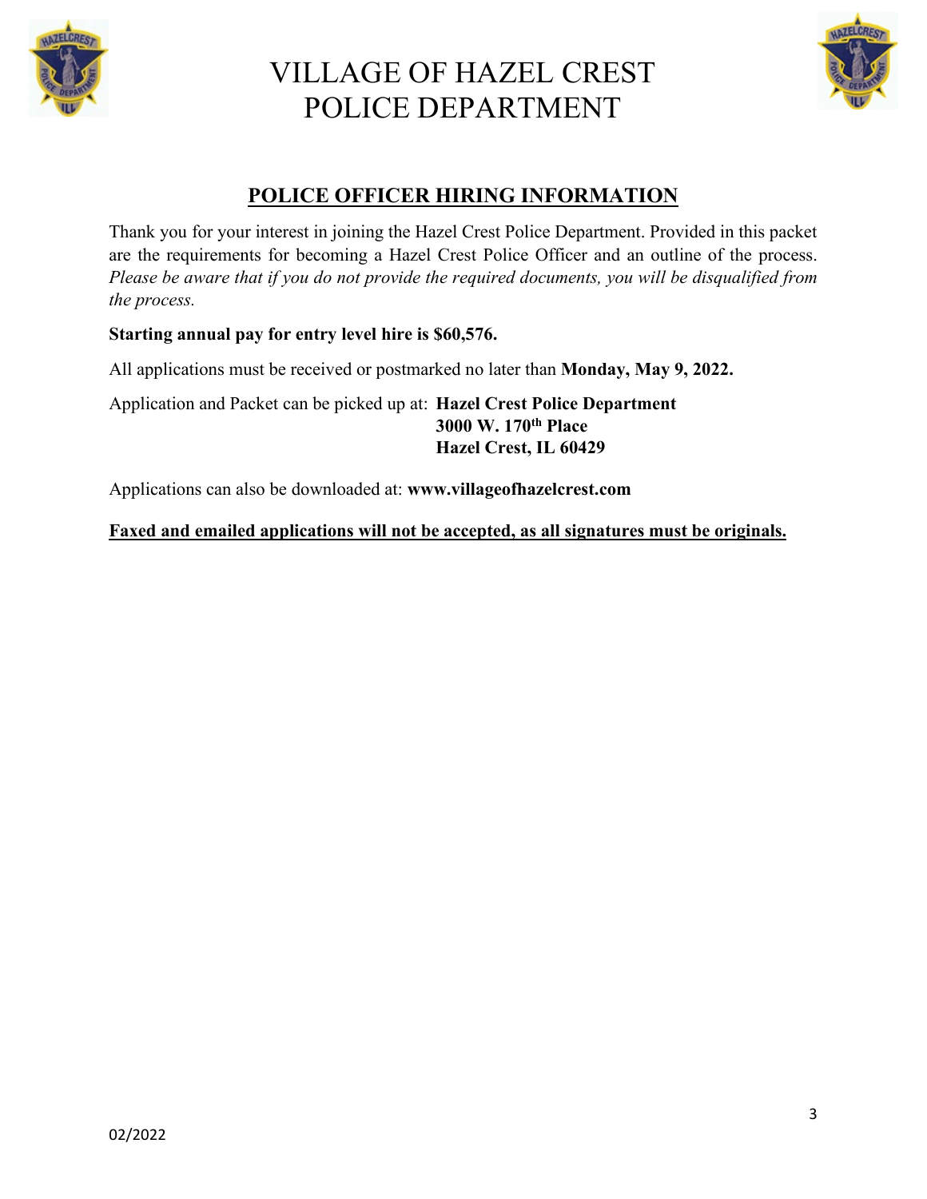# VILLAGE OF HAZEL CREST
# POLICE DEPARTMENT

## POLICE OFFICER HIRING INFORMATION

Thank you for your interest in joining the Hazel Crest Police Department. Provided in this packet are the requirements for becoming a Hazel Crest Police Officer and an outline of the process. *Please be aware that if you do not provide the required documents, you will be disqualified from the process.*

**Starting annual pay for entry level hire is $60,576.**

All applications must be received or postmarked no later than **Monday, May 9, 2022.**

Application and Packet can be picked up at: **Hazel Crest Police Department**
**3000 W. 170th Place**
**Hazel Crest, IL 60429**

Applications can also be downloaded at: **www.villageofhazelcrest.com**

**Faxed and emailed applications will not be accepted, as all signatures must be originals.**

02/2022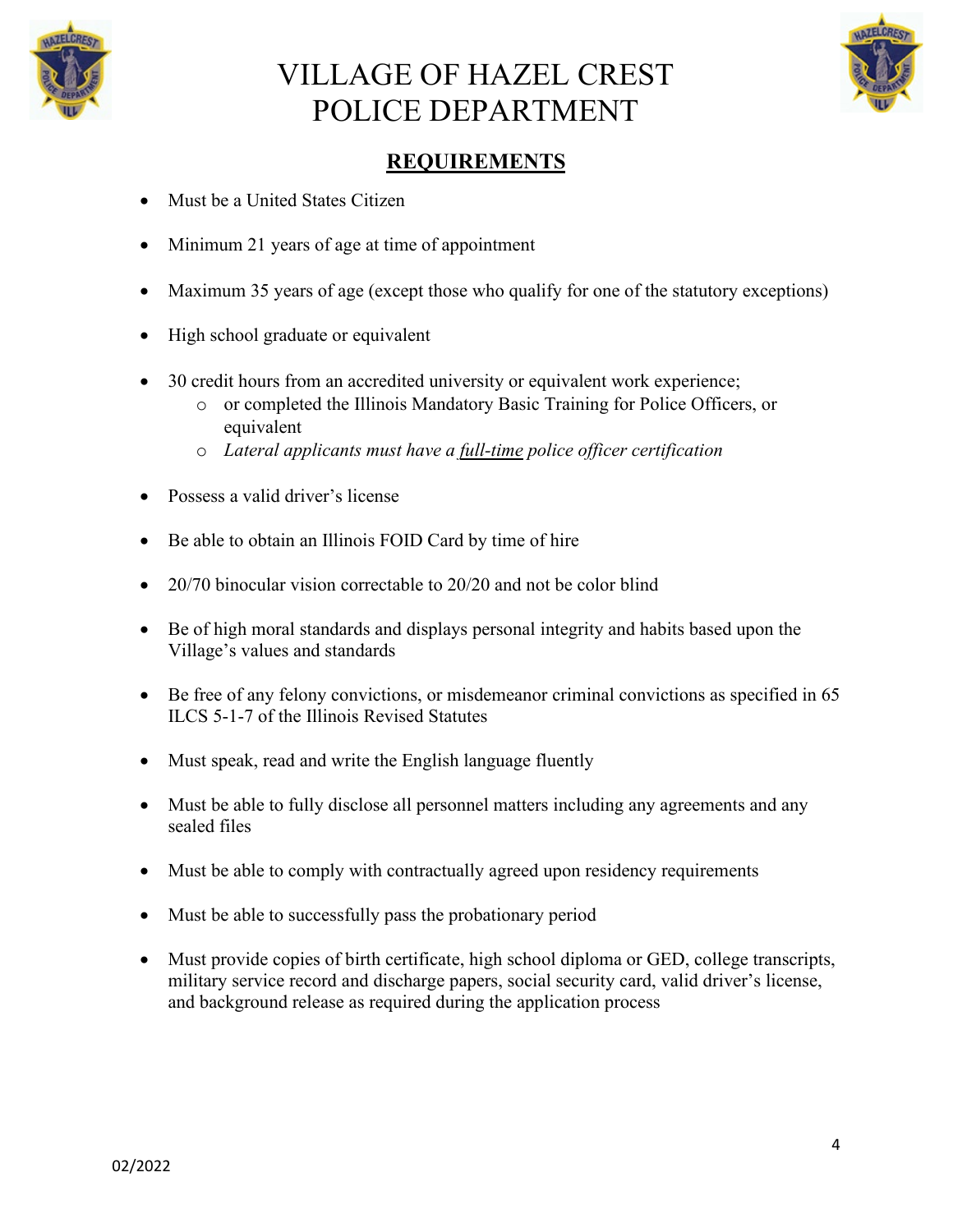# VILLAGE OF HAZEL CREST
# POLICE DEPARTMENT

## **REQUIREMENTS**

- Must be a United States Citizen
- Minimum 21 years of age at time of appointment
- Maximum 35 years of age (except those who qualify for one of the statutory exceptions)
- High school graduate or equivalent
- 30 credit hours from an accredited university or equivalent work experience;
  - or completed the Illinois Mandatory Basic Training for Police Officers, or equivalent
  - *Lateral applicants must have a <u>full-time</u> police officer certification*
- Possess a valid driver's license
- Be able to obtain an Illinois FOID Card by time of hire
- 20/70 binocular vision correctable to 20/20 and not be color blind
- Be of high moral standards and displays personal integrity and habits based upon the Village's values and standards
- Be free of any felony convictions, or misdemeanor criminal convictions as specified in 65 ILCS 5-1-7 of the Illinois Revised Statutes
- Must speak, read and write the English language fluently
- Must be able to fully disclose all personnel matters including any agreements and any sealed files
- Must be able to comply with contractually agreed upon residency requirements
- Must be able to successfully pass the probationary period
- Must provide copies of birth certificate, high school diploma or GED, college transcripts, military service record and discharge papers, social security card, valid driver's license, and background release as required during the application process

02/2022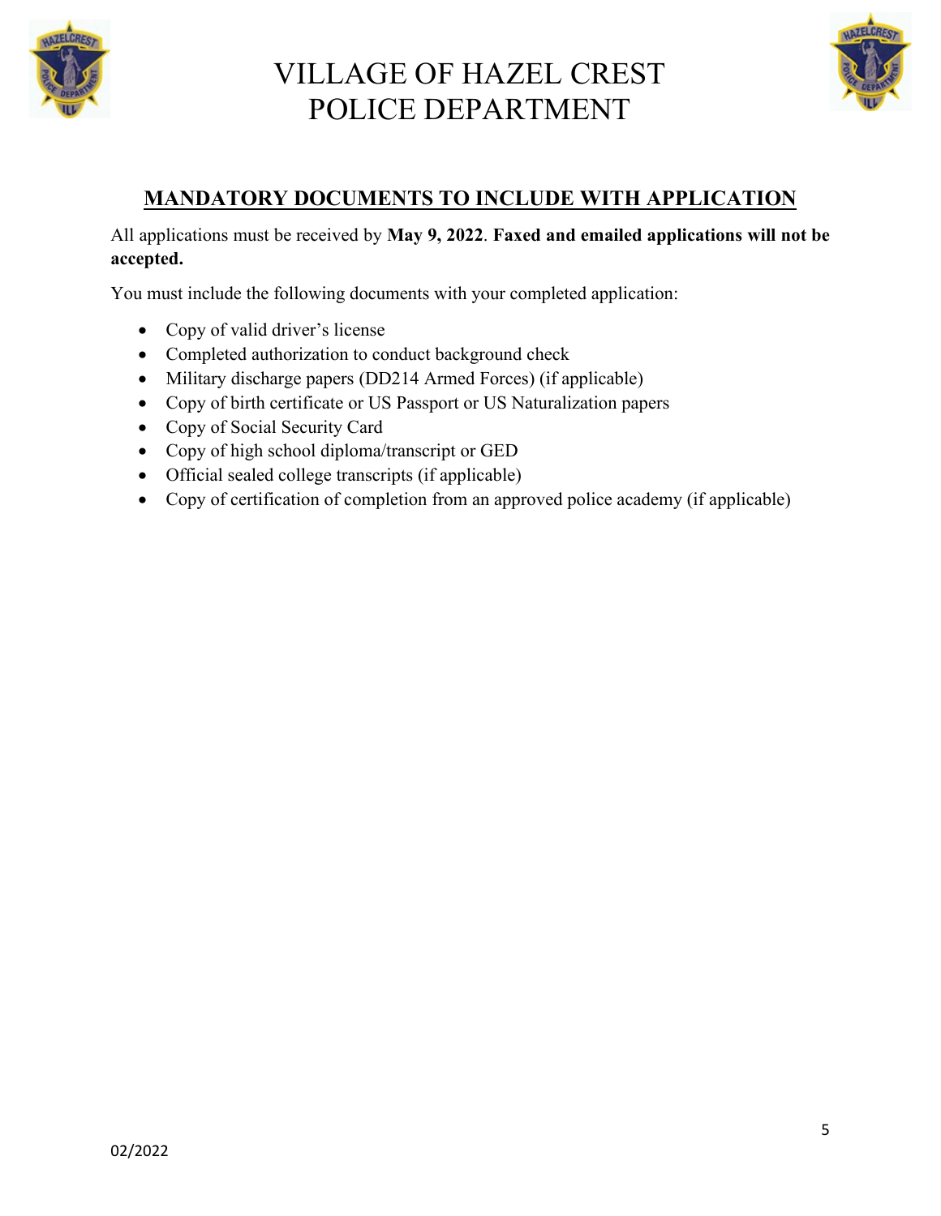# VILLAGE OF HAZEL CREST POLICE DEPARTMENT

## MANDATORY DOCUMENTS TO INCLUDE WITH APPLICATION

All applications must be received by **May 9, 2022**. **Faxed and emailed applications will not be accepted.**

You must include the following documents with your completed application:

- Copy of valid driver's license
- Completed authorization to conduct background check
- Military discharge papers (DD214 Armed Forces) (if applicable)
- Copy of birth certificate or US Passport or US Naturalization papers
- Copy of Social Security Card
- Copy of high school diploma/transcript or GED
- Official sealed college transcripts (if applicable)
- Copy of certification of completion from an approved police academy (if applicable)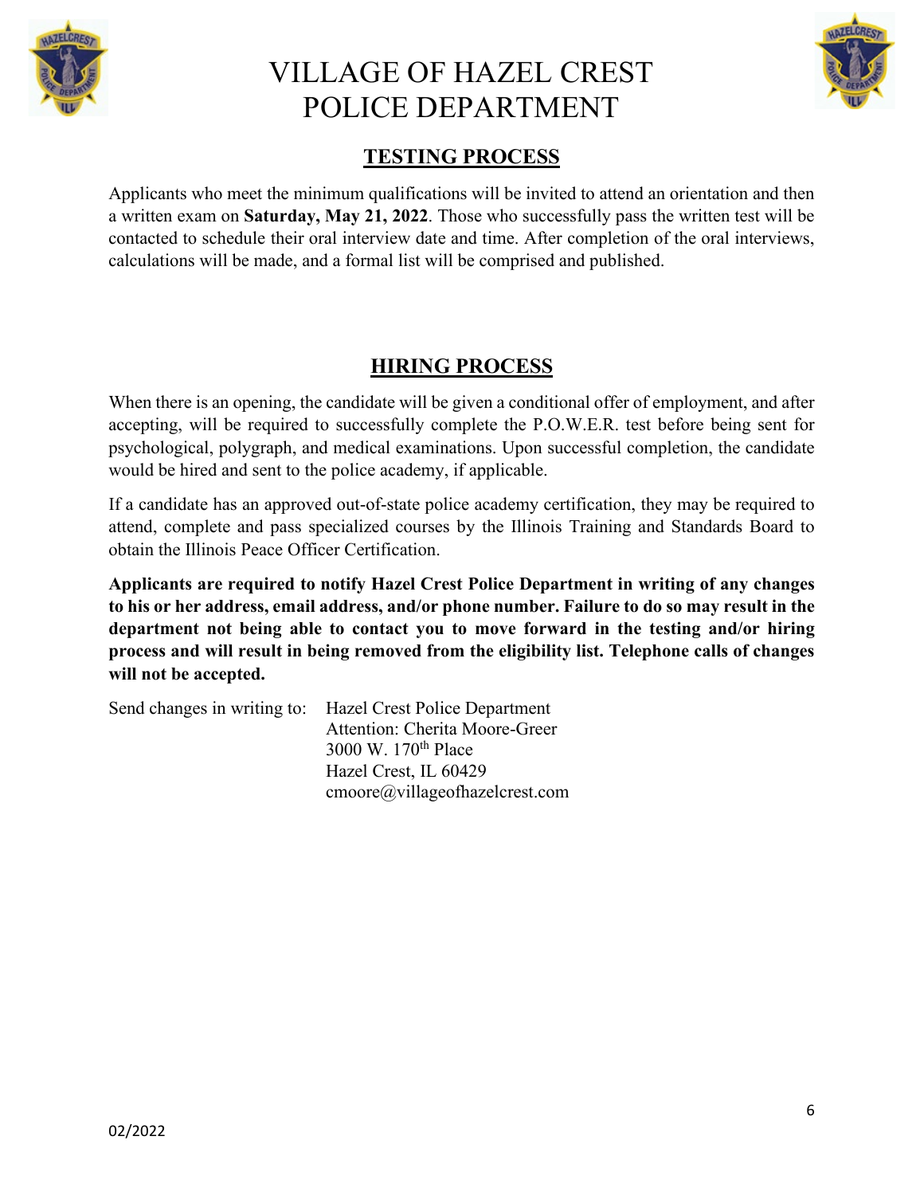# VILLAGE OF HAZEL CREST POLICE DEPARTMENT

## TESTING PROCESS

Applicants who meet the minimum qualifications will be invited to attend an orientation and then a written exam on **Saturday, May 21, 2022**. Those who successfully pass the written test will be contacted to schedule their oral interview date and time. After completion of the oral interviews, calculations will be made, and a formal list will be comprised and published.

## HIRING PROCESS

When there is an opening, the candidate will be given a conditional offer of employment, and after accepting, will be required to successfully complete the P.O.W.E.R. test before being sent for psychological, polygraph, and medical examinations. Upon successful completion, the candidate would be hired and sent to the police academy, if applicable.

If a candidate has an approved out-of-state police academy certification, they may be required to attend, complete and pass specialized courses by the Illinois Training and Standards Board to obtain the Illinois Peace Officer Certification.

**Applicants are required to notify Hazel Crest Police Department in writing of any changes to his or her address, email address, and/or phone number. Failure to do so may result in the department not being able to contact you to move forward in the testing and/or hiring process and will result in being removed from the eligibility list. Telephone calls of changes will not be accepted.**

Send changes in writing to:
Hazel Crest Police Department
Attention: Cherita Moore-Greer
3000 W. 170th Place
Hazel Crest, IL 60429
cmoore@villageofhazelcrest.com

02/2022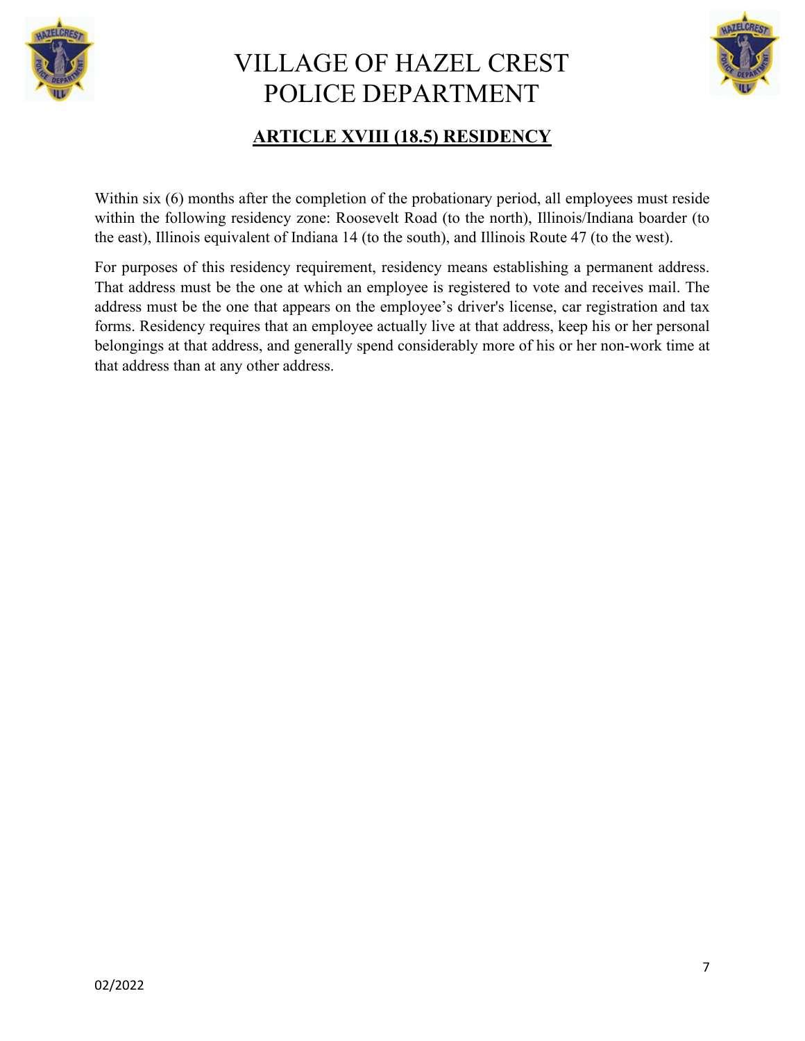# VILLAGE OF HAZEL CREST POLICE DEPARTMENT

## ARTICLE XVIII (18.5) RESIDENCY

Within six (6) months after the completion of the probationary period, all employees must reside within the following residency zone: Roosevelt Road (to the north), Illinois/Indiana boarder (to the east), Illinois equivalent of Indiana 14 (to the south), and Illinois Route 47 (to the west).

For purposes of this residency requirement, residency means establishing a permanent address. That address must be the one at which an employee is registered to vote and receives mail. The address must be the one that appears on the employee's driver's license, car registration and tax forms. Residency requires that an employee actually live at that address, keep his or her personal belongings at that address, and generally spend considerably more of his or her non-work time at that address than at any other address.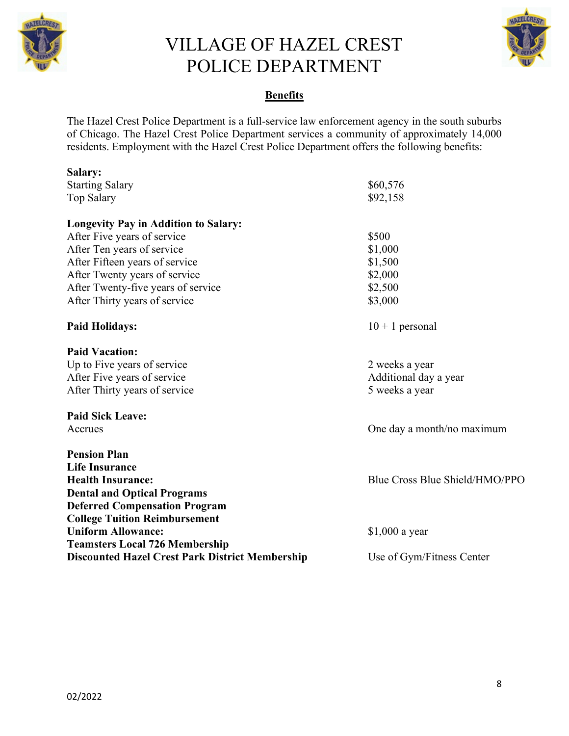# VILLAGE OF HAZEL CREST POLICE DEPARTMENT

## Benefits

The Hazel Crest Police Department is a full-service law enforcement agency in the south suburbs of Chicago. The Hazel Crest Police Department services a community of approximately 14,000 residents. Employment with the Hazel Crest Police Department offers the following benefits:

| | |
|---|---|
| **Salary:** | |
| Starting Salary | $60,576 |
| Top Salary | $92,158 |
| **Longevity Pay in Addition to Salary:** | |
| After Five years of service | $500 |
| After Ten years of service | $1,000 |
| After Fifteen years of service | $1,500 |
| After Twenty years of service | $2,000 |
| After Twenty-five years of service | $2,500 |
| After Thirty years of service | $3,000 |
| **Paid Holidays:** | 10 + 1 personal |
| **Paid Vacation:** | |
| Up to Five years of service | 2 weeks a year |
| After Five years of service | Additional day a year |
| After Thirty years of service | 5 weeks a year |
| **Paid Sick Leave:** | |
| Accrues | One day a month/no maximum |
| **Pension Plan** | |
| **Life Insurance** | |
| **Health Insurance:** | Blue Cross Blue Shield/HMO/PPO |
| **Dental and Optical Programs** | |
| **Deferred Compensation Program** | |
| **College Tuition Reimbursement** | |
| **Uniform Allowance:** | $1,000 a year |
| **Teamsters Local 726 Membership** | |
| **Discounted Hazel Crest Park District Membership** | Use of Gym/Fitness Center |

02/2022